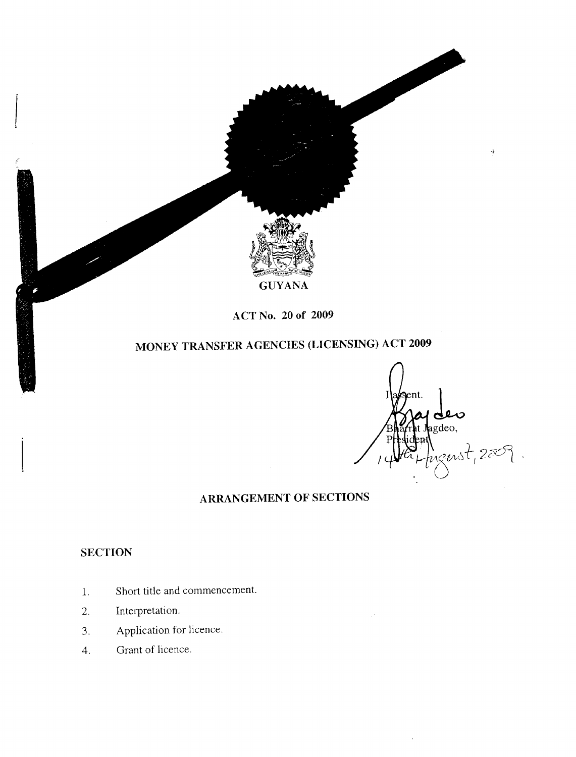GUYANA

**ACT No. 20 of 2009**

# MONEY TRANSFER AGENCIES (LICENSING) ACT 2009

I assent.

Bharrat Jagdeo,
President

14th August, 2009.

## ARRANGEMENT OF SECTIONS

**SECTION**

1. Short title and commencement.
2. Interpretation.
3. Application for licence.
4. Grant of licence.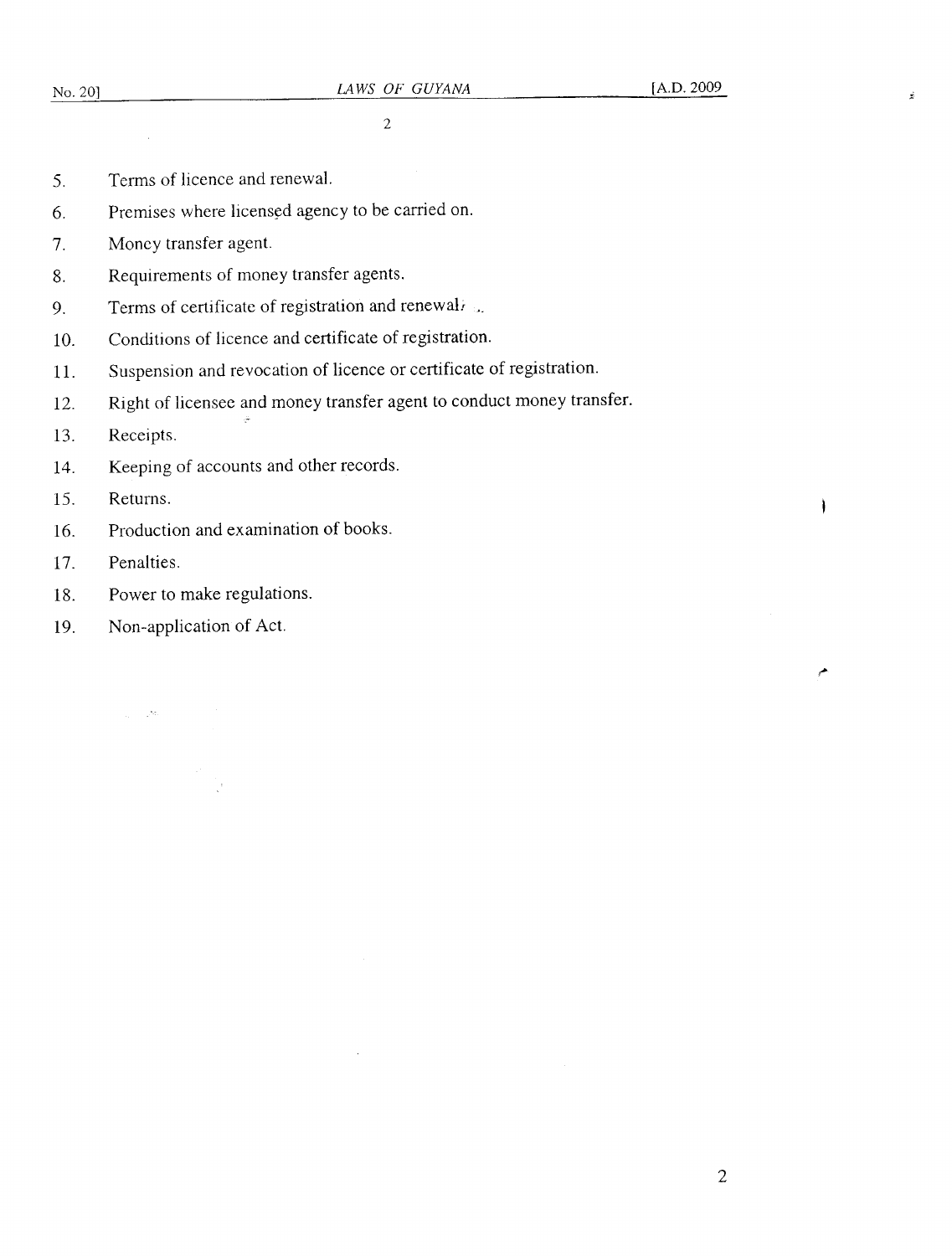5. Terms of licence and renewal.
6. Premises where licensed agency to be carried on.
7. Money transfer agent.
8. Requirements of money transfer agents.
9. Terms of certificate of registration and renewal.
10. Conditions of licence and certificate of registration.
11. Suspension and revocation of licence or certificate of registration.
12. Right of licensee and money transfer agent to conduct money transfer.
13. Receipts.
14. Keeping of accounts and other records.
15. Returns.
16. Production and examination of books.
17. Penalties.
18. Power to make regulations.
19. Non-application of Act.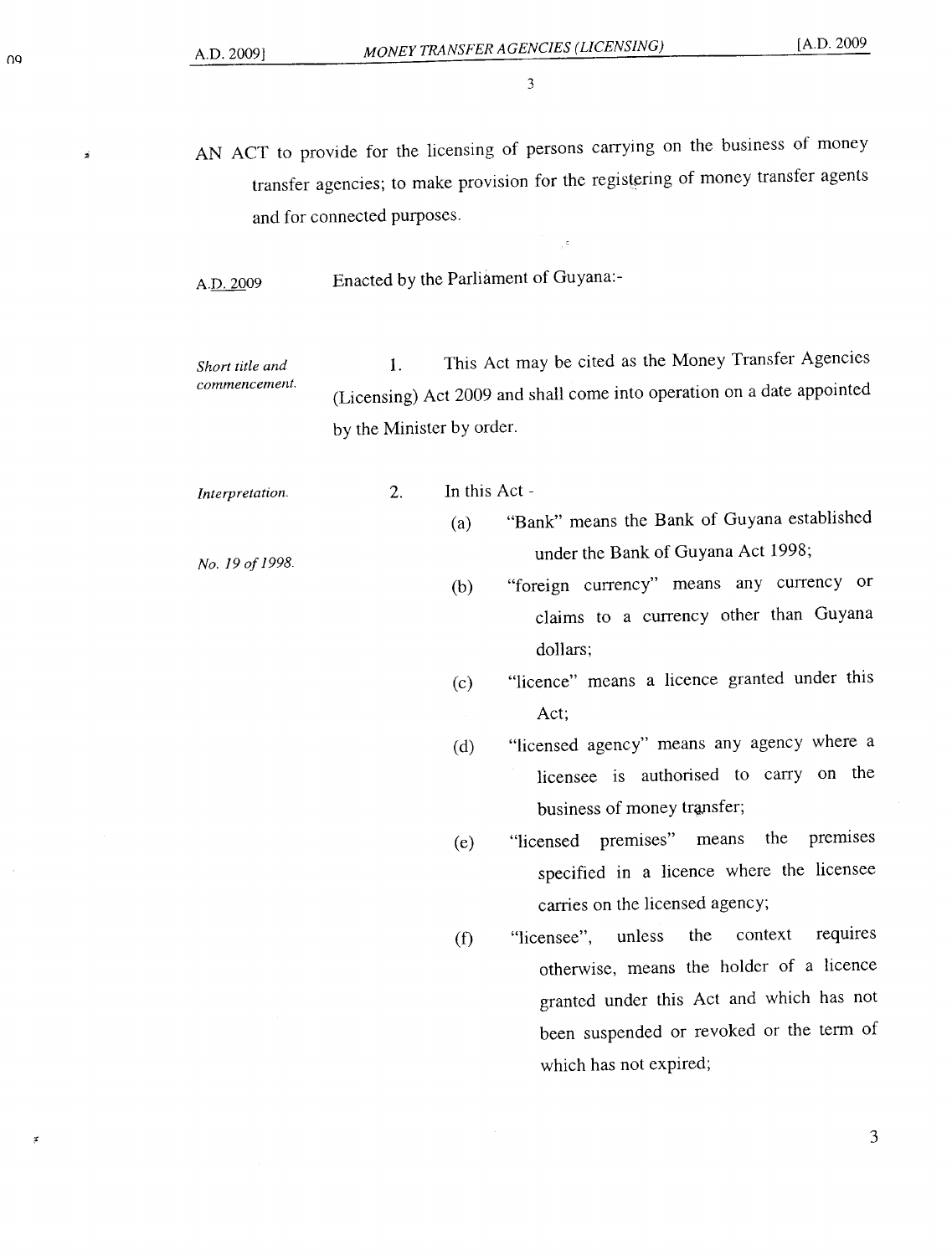AN ACT to provide for the licensing of persons carrying on the business of money transfer agencies; to make provision for the registering of money transfer agents and for connected purposes.

A.D. 2009

Enacted by the Parliament of Guyana:-

*Short title and commencement.*

1. This Act may be cited as the Money Transfer Agencies (Licensing) Act 2009 and shall come into operation on a date appointed by the Minister by order.

*Interpretation.*

2. In this Act -

(a) "Bank" means the Bank of Guyana established under the Bank of Guyana Act 1998;

*No. 19 of 1998.*

(b) "foreign currency" means any currency or claims to a currency other than Guyana dollars;

(c) "licence" means a licence granted under this Act;

(d) "licensed agency" means any agency where a licensee is authorised to carry on the business of money transfer;

(e) "licensed premises" means the premises specified in a licence where the licensee carries on the licensed agency;

(f) "licensee", unless the context requires otherwise, means the holder of a licence granted under this Act and which has not been suspended or revoked or the term of which has not expired;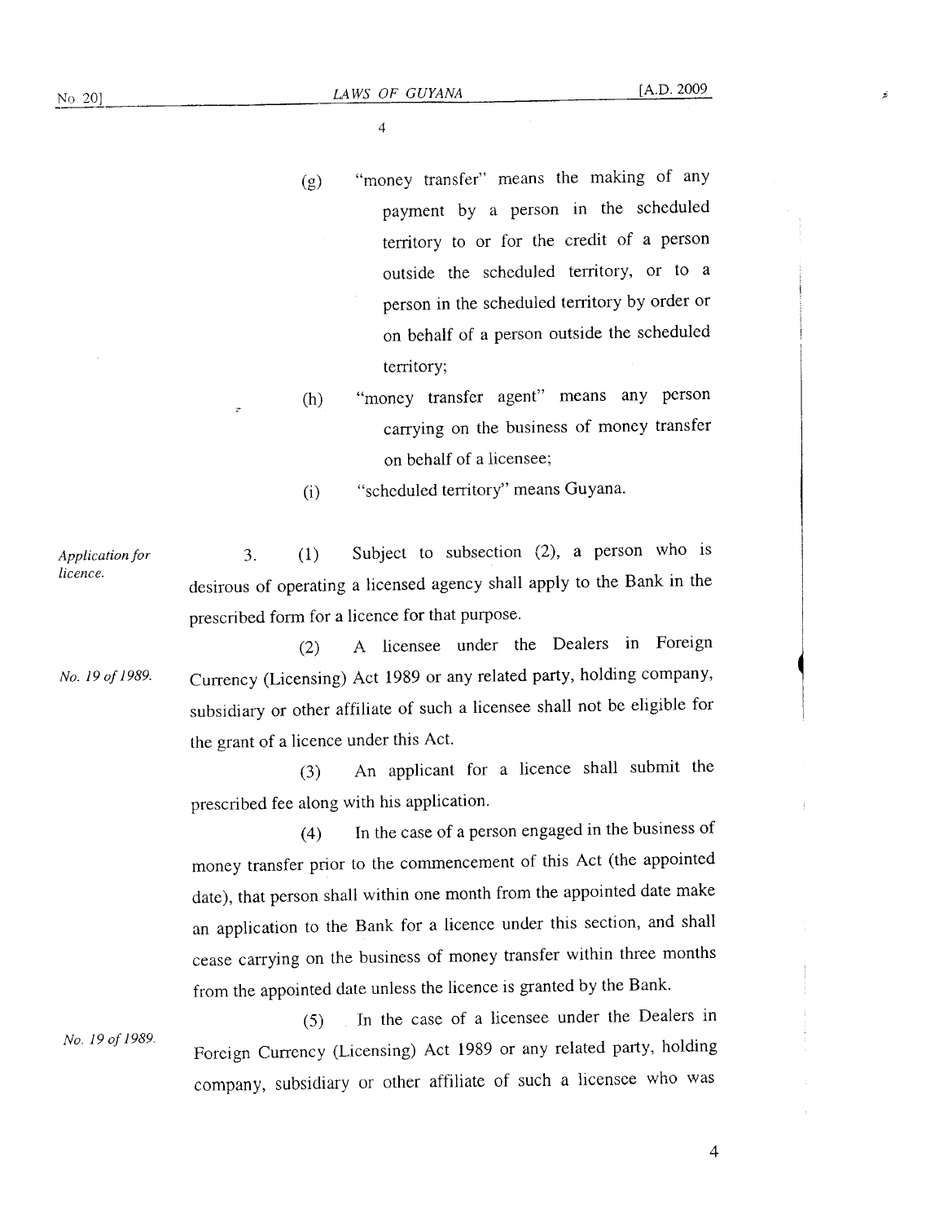(g) "money transfer" means the making of any payment by a person in the scheduled territory to or for the credit of a person outside the scheduled territory, or to a person in the scheduled territory by order or on behalf of a person outside the scheduled territory;

(h) "money transfer agent" means any person carrying on the business of money transfer on behalf of a licensee;

(i) "scheduled territory" means Guyana.

*Application for licence.*

3. (1) Subject to subsection (2), a person who is desirous of operating a licensed agency shall apply to the Bank in the prescribed form for a licence for that purpose.

*No. 19 of 1989.*

(2) A licensee under the Dealers in Foreign Currency (Licensing) Act 1989 or any related party, holding company, subsidiary or other affiliate of such a licensee shall not be eligible for the grant of a licence under this Act.

(3) An applicant for a licence shall submit the prescribed fee along with his application.

(4) In the case of a person engaged in the business of money transfer prior to the commencement of this Act (the appointed date), that person shall within one month from the appointed date make an application to the Bank for a licence under this section, and shall cease carrying on the business of money transfer within three months from the appointed date unless the licence is granted by the Bank.

*No. 19 of 1989.*

(5) In the case of a licensee under the Dealers in Foreign Currency (Licensing) Act 1989 or any related party, holding company, subsidiary or other affiliate of such a licensee who was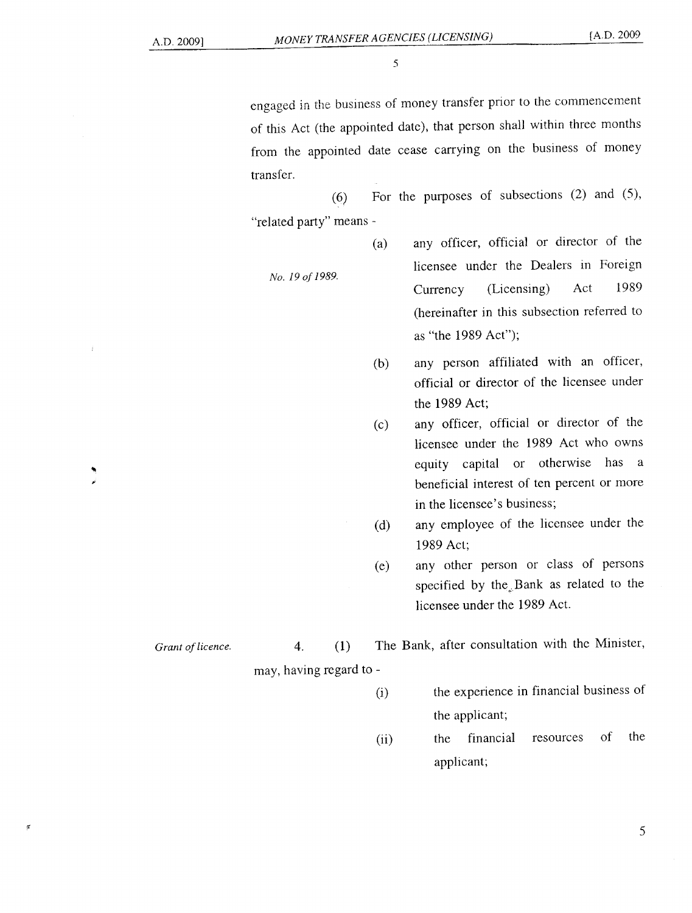engaged in the business of money transfer prior to the commencement of this Act (the appointed date), that person shall within three months from the appointed date cease carrying on the business of money transfer.

(6) For the purposes of subsections (2) and (5), "related party" means -

*No. 19 of 1989.*

(a) any officer, official or director of the licensee under the Dealers in Foreign Currency (Licensing) Act 1989 (hereinafter in this subsection referred to as "the 1989 Act");

(b) any person affiliated with an officer, official or director of the licensee under the 1989 Act;

(c) any officer, official or director of the licensee under the 1989 Act who owns equity capital or otherwise has a beneficial interest of ten percent or more in the licensee's business;

(d) any employee of the licensee under the 1989 Act;

(e) any other person or class of persons specified by the Bank as related to the licensee under the 1989 Act.

*Grant of licence.*

4. (1) The Bank, after consultation with the Minister, may, having regard to -

(i) the experience in financial business of the applicant;

(ii) the financial resources of the applicant;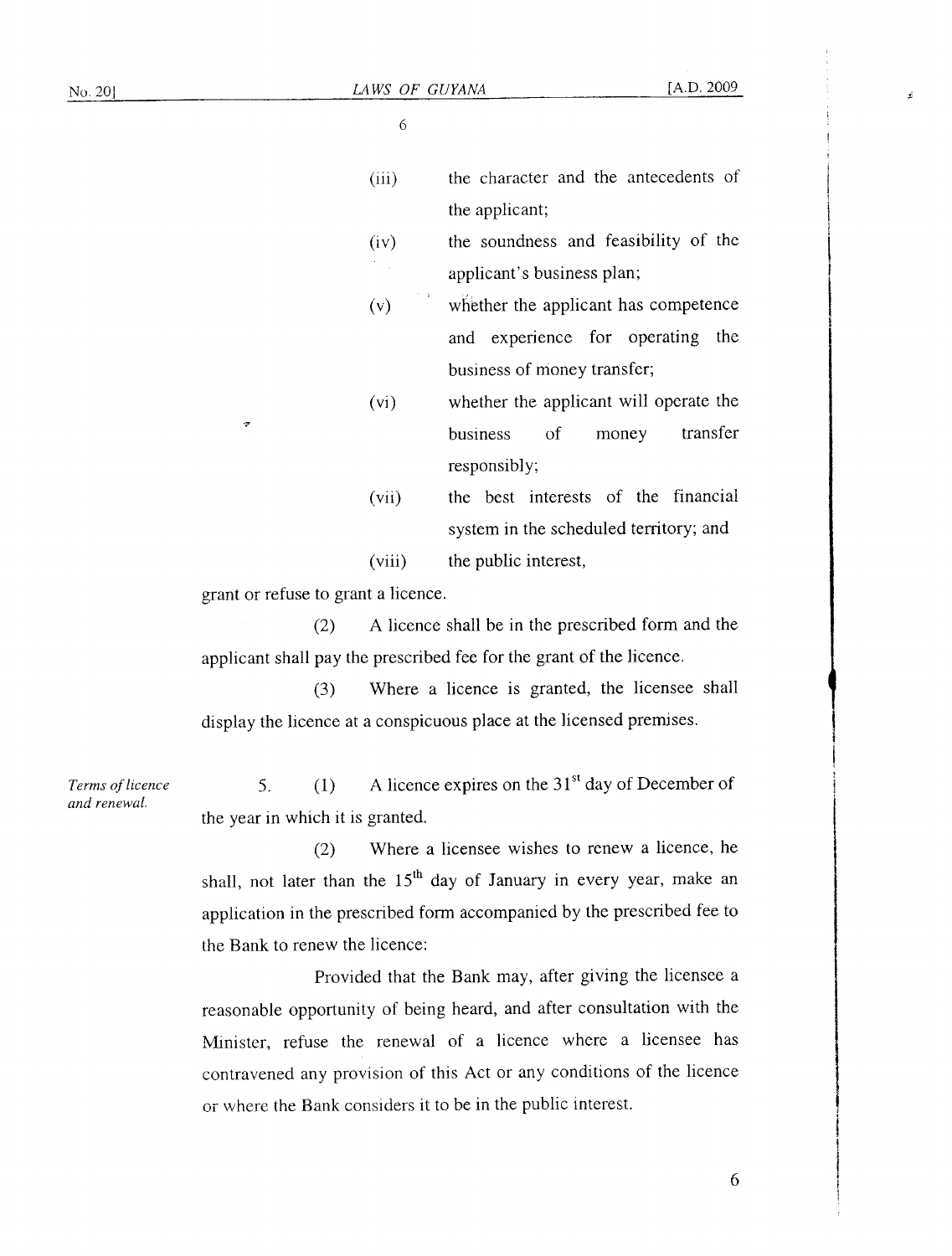(iii) the character and the antecedents of the applicant;

(iv) the soundness and feasibility of the applicant's business plan;

(v) whether the applicant has competence and experience for operating the business of money transfer;

(vi) whether the applicant will operate the business of money transfer responsibly;

(vii) the best interests of the financial system in the scheduled territory; and

(viii) the public interest,

grant or refuse to grant a licence.

(2) A licence shall be in the prescribed form and the applicant shall pay the prescribed fee for the grant of the licence.

(3) Where a licence is granted, the licensee shall display the licence at a conspicuous place at the licensed premises.

*Terms of licence and renewal.*

5. (1) A licence expires on the 31st day of December of the year in which it is granted.

(2) Where a licensee wishes to renew a licence, he shall, not later than the 15th day of January in every year, make an application in the prescribed form accompanied by the prescribed fee to the Bank to renew the licence:

Provided that the Bank may, after giving the licensee a reasonable opportunity of being heard, and after consultation with the Minister, refuse the renewal of a licence where a licensee has contravened any provision of this Act or any conditions of the licence or where the Bank considers it to be in the public interest.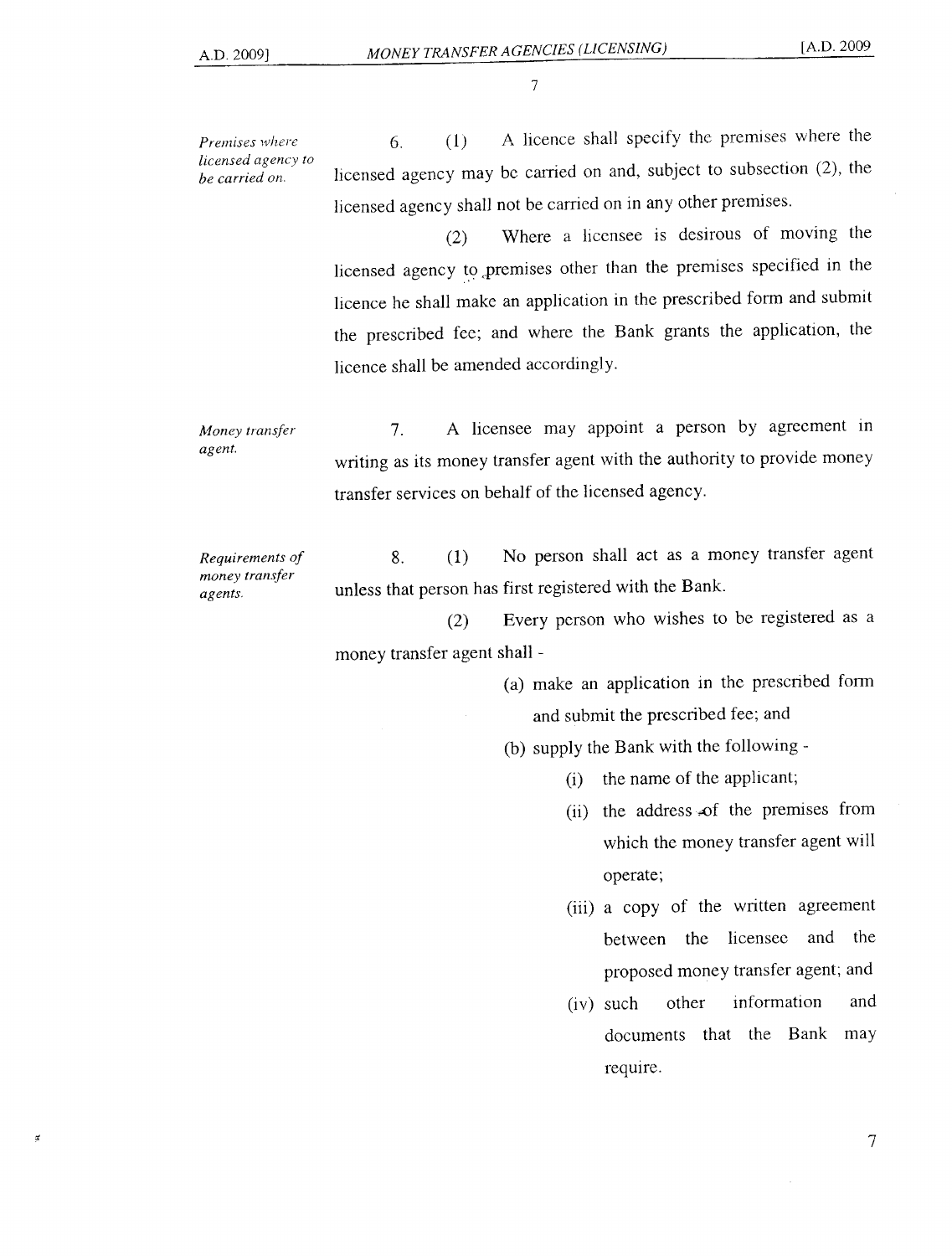*Premises where licensed agency to be carried on.*

6. (1) A licence shall specify the premises where the licensed agency may be carried on and, subject to subsection (2), the licensed agency shall not be carried on in any other premises.

(2) Where a licensee is desirous of moving the licensed agency to premises other than the premises specified in the licence he shall make an application in the prescribed form and submit the prescribed fee; and where the Bank grants the application, the licence shall be amended accordingly.

*Money transfer agent.*

7. A licensee may appoint a person by agreement in writing as its money transfer agent with the authority to provide money transfer services on behalf of the licensed agency.

*Requirements of money transfer agents.*

8. (1) No person shall act as a money transfer agent unless that person has first registered with the Bank.

(2) Every person who wishes to be registered as a money transfer agent shall -

(a) make an application in the prescribed form and submit the prescribed fee; and

(b) supply the Bank with the following -

(i) the name of the applicant;

(ii) the address of the premises from which the money transfer agent will operate;

(iii) a copy of the written agreement between the licensee and the proposed money transfer agent; and

(iv) such other information and documents that the Bank may require.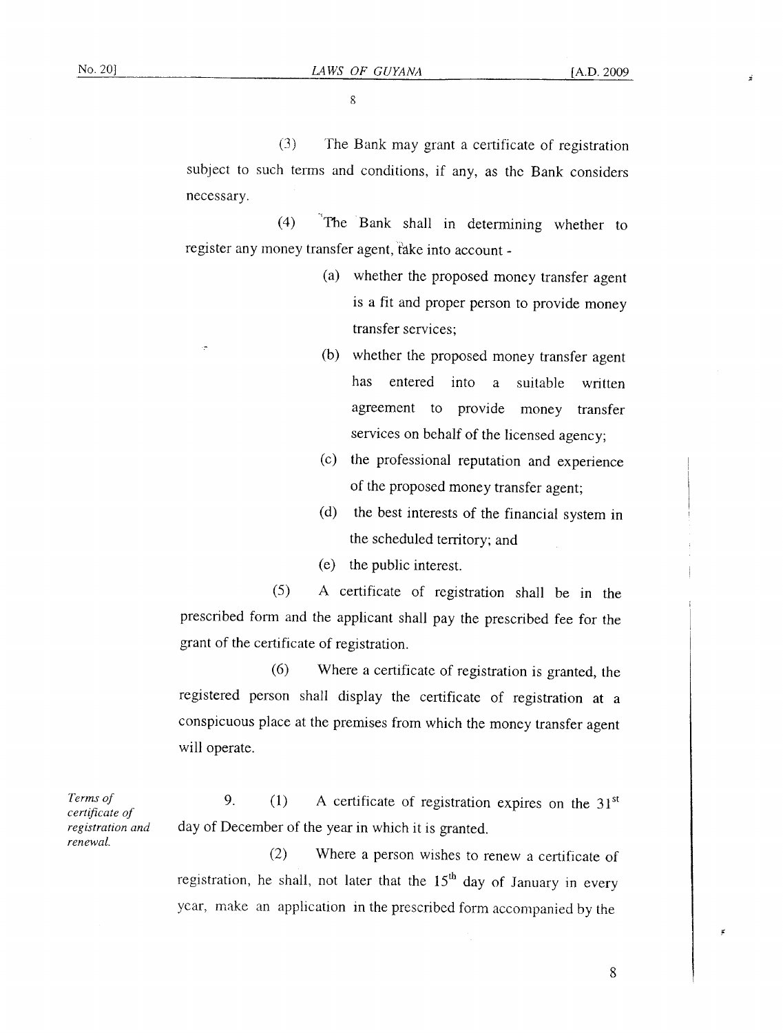(3) The Bank may grant a certificate of registration subject to such terms and conditions, if any, as the Bank considers necessary.

(4) The Bank shall in determining whether to register any money transfer agent, take into account -

(a) whether the proposed money transfer agent is a fit and proper person to provide money transfer services;

(b) whether the proposed money transfer agent has entered into a suitable written agreement to provide money transfer services on behalf of the licensed agency;

(c) the professional reputation and experience of the proposed money transfer agent;

(d) the best interests of the financial system in the scheduled territory; and

(e) the public interest.

(5) A certificate of registration shall be in the prescribed form and the applicant shall pay the prescribed fee for the grant of the certificate of registration.

(6) Where a certificate of registration is granted, the registered person shall display the certificate of registration at a conspicuous place at the premises from which the money transfer agent will operate.

*Terms of certificate of registration and renewal.*

9. (1) A certificate of registration expires on the 31st day of December of the year in which it is granted.

(2) Where a person wishes to renew a certificate of registration, he shall, not later that the 15th day of January in every year, make an application in the prescribed form accompanied by the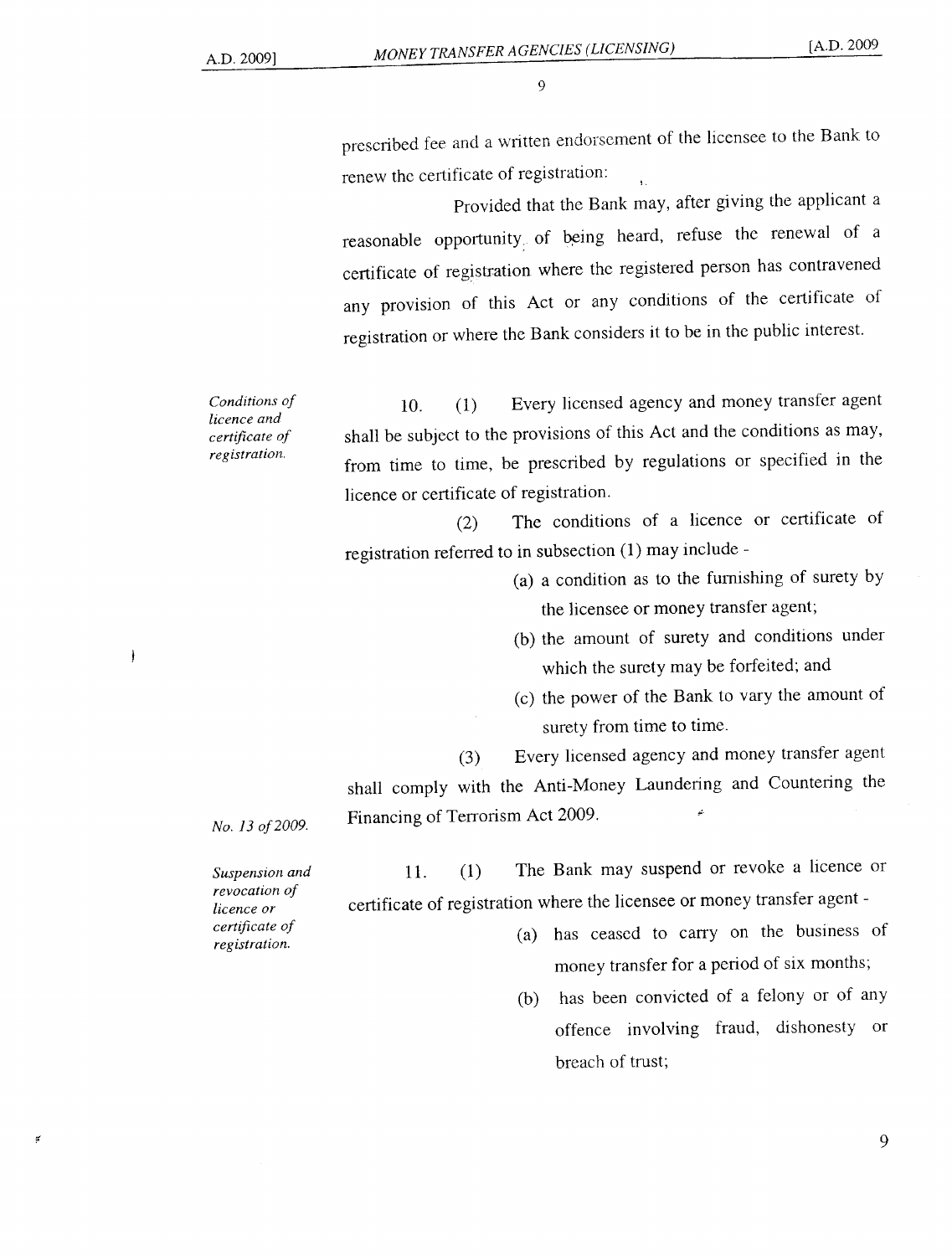prescribed fee and a written endorsement of the licensee to the Bank to renew the certificate of registration:

Provided that the Bank may, after giving the applicant a reasonable opportunity of being heard, refuse the renewal of a certificate of registration where the registered person has contravened any provision of this Act or any conditions of the certificate of registration or where the Bank considers it to be in the public interest.

*Conditions of licence and certificate of registration.*

10. (1) Every licensed agency and money transfer agent shall be subject to the provisions of this Act and the conditions as may, from time to time, be prescribed by regulations or specified in the licence or certificate of registration.

(2) The conditions of a licence or certificate of registration referred to in subsection (1) may include -

(a) a condition as to the furnishing of surety by the licensee or money transfer agent;

(b) the amount of surety and conditions under which the surety may be forfeited; and

(c) the power of the Bank to vary the amount of surety from time to time.

(3) Every licensed agency and money transfer agent shall comply with the Anti-Money Laundering and Countering the Financing of Terrorism Act 2009.

*No. 13 of 2009.*

*Suspension and revocation of licence or certificate of registration.*

11. (1) The Bank may suspend or revoke a licence or certificate of registration where the licensee or money transfer agent -

(a) has ceased to carry on the business of money transfer for a period of six months;

(b) has been convicted of a felony or of any offence involving fraud, dishonesty or breach of trust;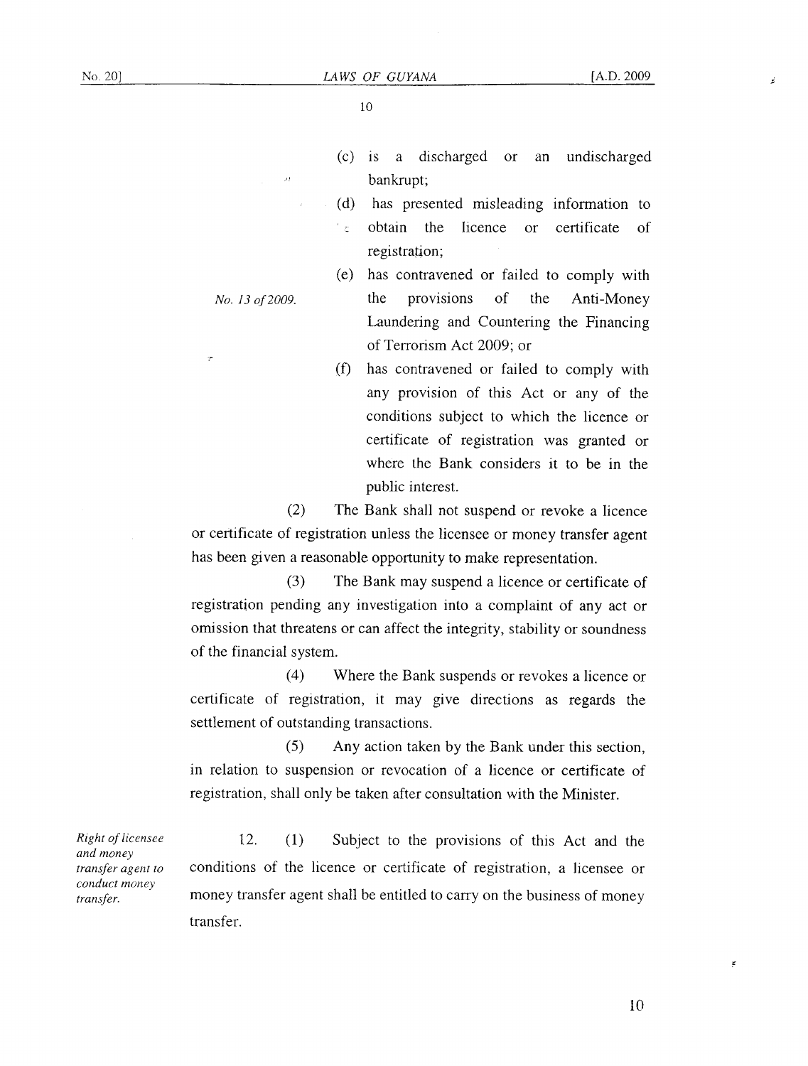(c) is a discharged or an undischarged bankrupt;

(d) has presented misleading information to obtain the licence or certificate of registration;

(e) has contravened or failed to comply with the provisions of the Anti-Money Laundering and Countering the Financing of Terrorism Act 2009; or

*No. 13 of 2009.*

(f) has contravened or failed to comply with any provision of this Act or any of the conditions subject to which the licence or certificate of registration was granted or where the Bank considers it to be in the public interest.

(2) The Bank shall not suspend or revoke a licence or certificate of registration unless the licensee or money transfer agent has been given a reasonable opportunity to make representation.

(3) The Bank may suspend a licence or certificate of registration pending any investigation into a complaint of any act or omission that threatens or can affect the integrity, stability or soundness of the financial system.

(4) Where the Bank suspends or revokes a licence or certificate of registration, it may give directions as regards the settlement of outstanding transactions.

(5) Any action taken by the Bank under this section, in relation to suspension or revocation of a licence or certificate of registration, shall only be taken after consultation with the Minister.

*Right of licensee and money transfer agent to conduct money transfer.*

12. (1) Subject to the provisions of this Act and the conditions of the licence or certificate of registration, a licensee or money transfer agent shall be entitled to carry on the business of money transfer.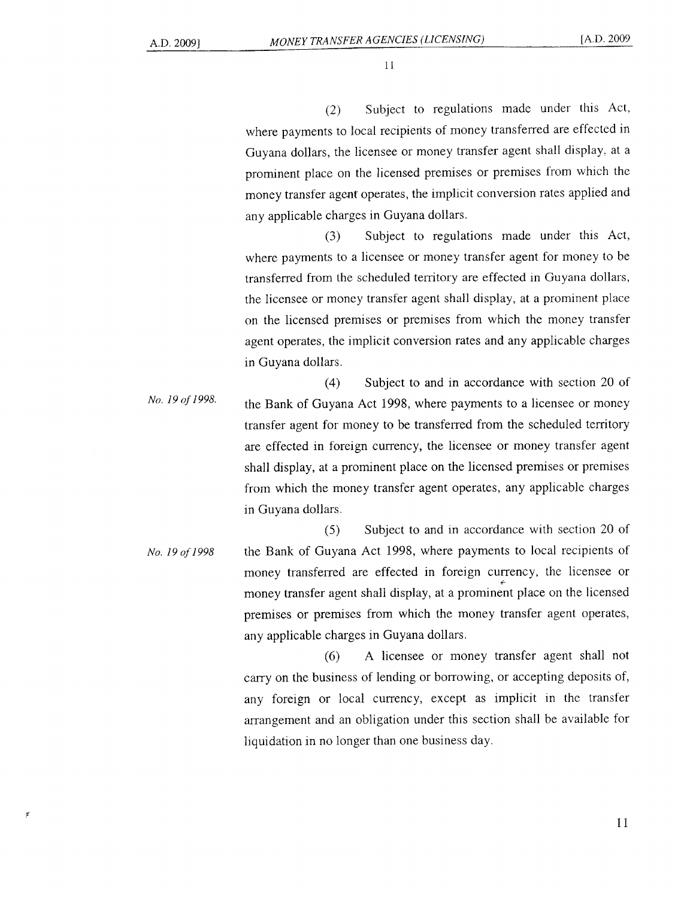(2) Subject to regulations made under this Act, where payments to local recipients of money transferred are effected in Guyana dollars, the licensee or money transfer agent shall display, at a prominent place on the licensed premises or premises from which the money transfer agent operates, the implicit conversion rates applied and any applicable charges in Guyana dollars.

(3) Subject to regulations made under this Act, where payments to a licensee or money transfer agent for money to be transferred from the scheduled territory are effected in Guyana dollars, the licensee or money transfer agent shall display, at a prominent place on the licensed premises or premises from which the money transfer agent operates, the implicit conversion rates and any applicable charges in Guyana dollars.

*No. 19 of 1998.*

(4) Subject to and in accordance with section 20 of the Bank of Guyana Act 1998, where payments to a licensee or money transfer agent for money to be transferred from the scheduled territory are effected in foreign currency, the licensee or money transfer agent shall display, at a prominent place on the licensed premises or premises from which the money transfer agent operates, any applicable charges in Guyana dollars.

*No. 19 of 1998*

(5) Subject to and in accordance with section 20 of the Bank of Guyana Act 1998, where payments to local recipients of money transferred are effected in foreign currency, the licensee or money transfer agent shall display, at a prominent place on the licensed premises or premises from which the money transfer agent operates, any applicable charges in Guyana dollars.

(6) A licensee or money transfer agent shall not carry on the business of lending or borrowing, or accepting deposits of, any foreign or local currency, except as implicit in the transfer arrangement and an obligation under this section shall be available for liquidation in no longer than one business day.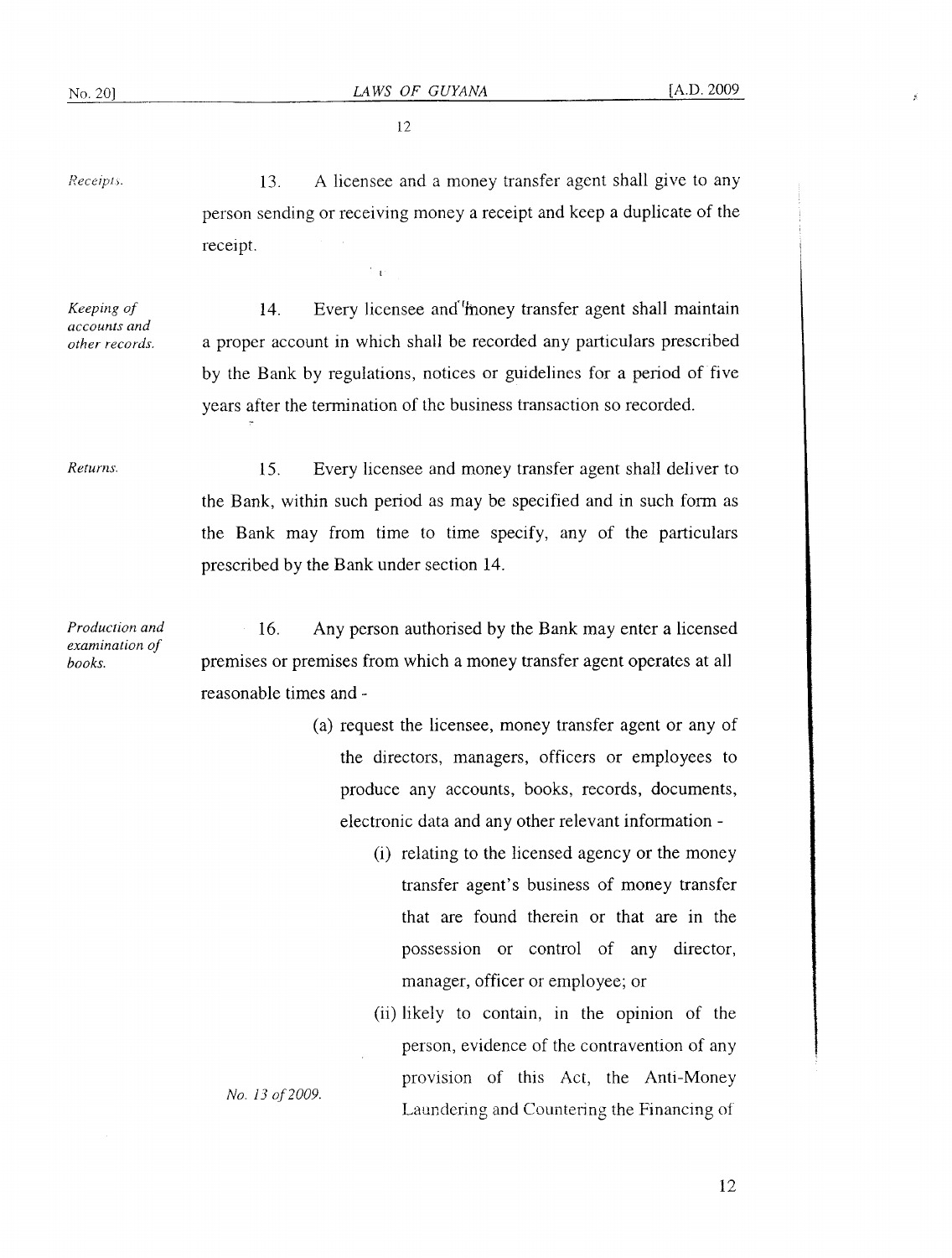*Receipts.*

13. A licensee and a money transfer agent shall give to any person sending or receiving money a receipt and keep a duplicate of the receipt.

*Keeping of accounts and other records.*

14. Every licensee and money transfer agent shall maintain a proper account in which shall be recorded any particulars prescribed by the Bank by regulations, notices or guidelines for a period of five years after the termination of the business transaction so recorded.

*Returns.*

15. Every licensee and money transfer agent shall deliver to the Bank, within such period as may be specified and in such form as the Bank may from time to time specify, any of the particulars prescribed by the Bank under section 14.

*Production and examination of books.*

16. Any person authorised by the Bank may enter a licensed premises or premises from which a money transfer agent operates at all reasonable times and -

(a) request the licensee, money transfer agent or any of the directors, managers, officers or employees to produce any accounts, books, records, documents, electronic data and any other relevant information -

(i) relating to the licensed agency or the money transfer agent's business of money transfer that are found therein or that are in the possession or control of any director, manager, officer or employee; or

(ii) likely to contain, in the opinion of the person, evidence of the contravention of any provision of this Act, the Anti-Money Laundering and Countering the Financing of

*No. 13 of 2009.*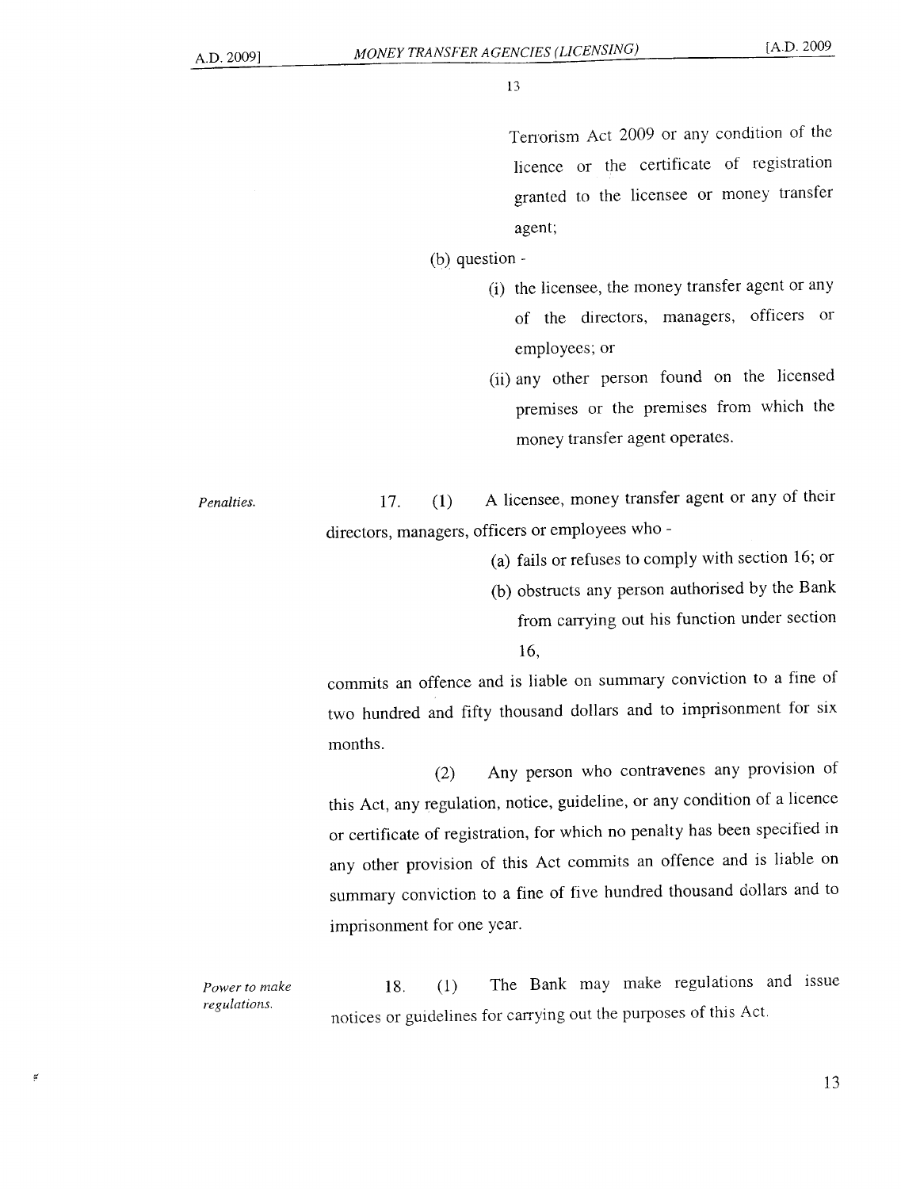Terrorism Act 2009 or any condition of the licence or the certificate of registration granted to the licensee or money transfer agent;

(b) question -

(i) the licensee, the money transfer agent or any of the directors, managers, officers or employees; or

(ii) any other person found on the licensed premises or the premises from which the money transfer agent operates.

*Penalties.*

17. (1) A licensee, money transfer agent or any of their directors, managers, officers or employees who -

(a) fails or refuses to comply with section 16; or

(b) obstructs any person authorised by the Bank from carrying out his function under section 16,

commits an offence and is liable on summary conviction to a fine of two hundred and fifty thousand dollars and to imprisonment for six months.

(2) Any person who contravenes any provision of this Act, any regulation, notice, guideline, or any condition of a licence or certificate of registration, for which no penalty has been specified in any other provision of this Act commits an offence and is liable on summary conviction to a fine of five hundred thousand dollars and to imprisonment for one year.

*Power to make regulations.*

18. (1) The Bank may make regulations and issue notices or guidelines for carrying out the purposes of this Act.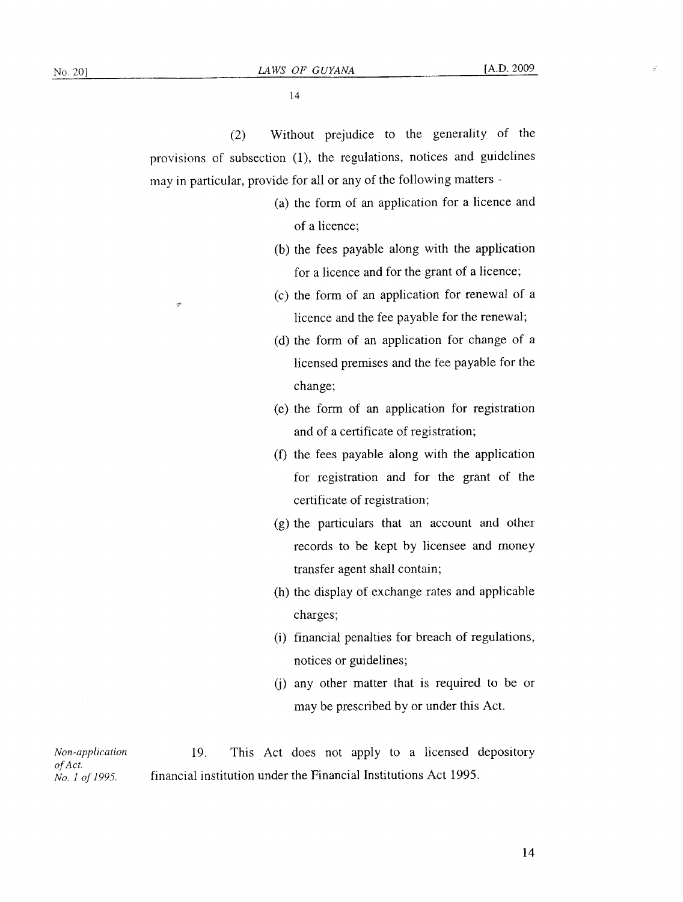(2) Without prejudice to the generality of the provisions of subsection (1), the regulations, notices and guidelines may in particular, provide for all or any of the following matters -

(a) the form of an application for a licence and of a licence;

(b) the fees payable along with the application for a licence and for the grant of a licence;

(c) the form of an application for renewal of a licence and the fee payable for the renewal;

(d) the form of an application for change of a licensed premises and the fee payable for the change;

(e) the form of an application for registration and of a certificate of registration;

(f) the fees payable along with the application for registration and for the grant of the certificate of registration;

(g) the particulars that an account and other records to be kept by licensee and money transfer agent shall contain;

(h) the display of exchange rates and applicable charges;

(i) financial penalties for breach of regulations, notices or guidelines;

(j) any other matter that is required to be or may be prescribed by or under this Act.

*Non-application of Act.*
*No. 1 of 1995.*

19. This Act does not apply to a licensed depository financial institution under the Financial Institutions Act 1995.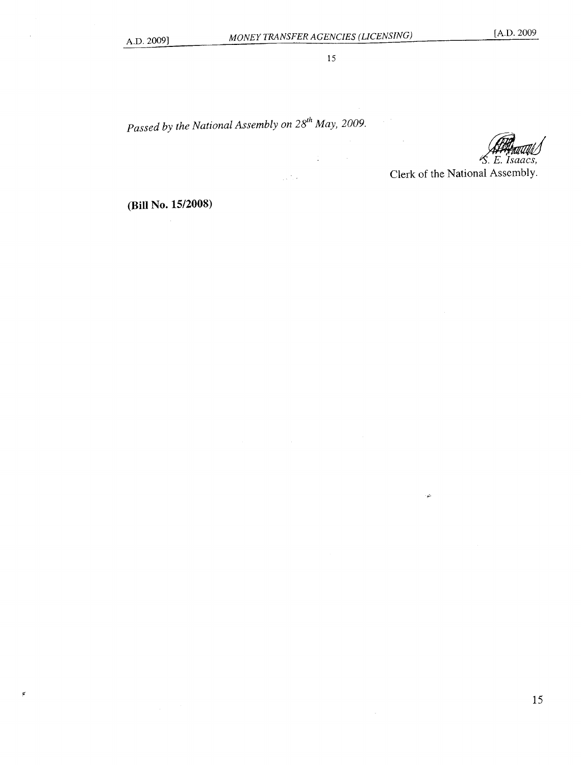*Passed by the National Assembly on 28th May, 2009.*

*S. E. Isaacs,*
Clerk of the National Assembly.

**(Bill No. 15/2008)**